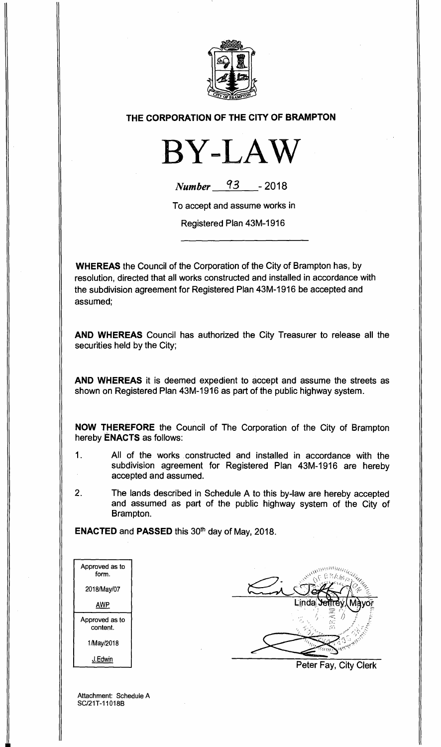# THE CORPORATION OF THE CITY OF BRAMPTON

# BY-LAW

*Number* 93 - 2018

To accept and assume works in

Registered Plan 43M-1916

---

**WHEREAS** the Council of the Corporation of the City of Brampton has, by resolution, directed that all works constructed and installed in accordance with the subdivision agreement for Registered Plan 43M-1916 be accepted and assumed;

**AND WHEREAS** Council has authorized the City Treasurer to release all the securities held by the City;

**AND WHEREAS** it is deemed expedient to accept and assume the streets as shown on Registered Plan 43M-1916 as part of the public highway system.

**NOW THEREFORE** the Council of The Corporation of the City of Brampton hereby **ENACTS** as follows:

1. All of the works constructed and installed in accordance with the subdivision agreement for Registered Plan 43M-1916 are hereby accepted and assumed.

2. The lands described in Schedule A to this by-law are hereby accepted and assumed as part of the public highway system of the City of Brampton.

**ENACTED** and **PASSED** this 30th day of May, 2018.

| Approved as to form. |
|---|
| 2018/May/07 |
| AWP |
| Approved as to content. |
| 1/May/2018 |
| J.Edwin |

Linda Jeffrey, Mayor

Peter Fay, City Clerk

Attachment: Schedule A
SC/21T-11018B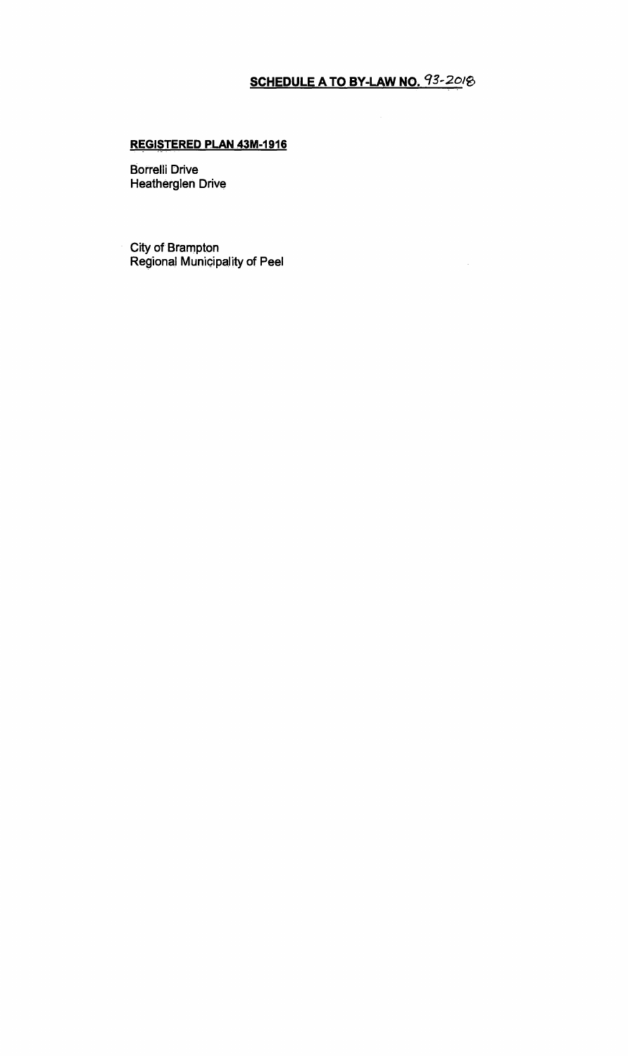**SCHEDULE A TO BY-LAW NO. 93-2018**

**REGISTERED PLAN 43M-1916**

Borrelli Drive
Heatherglen Drive

City of Brampton
Regional Municipality of Peel